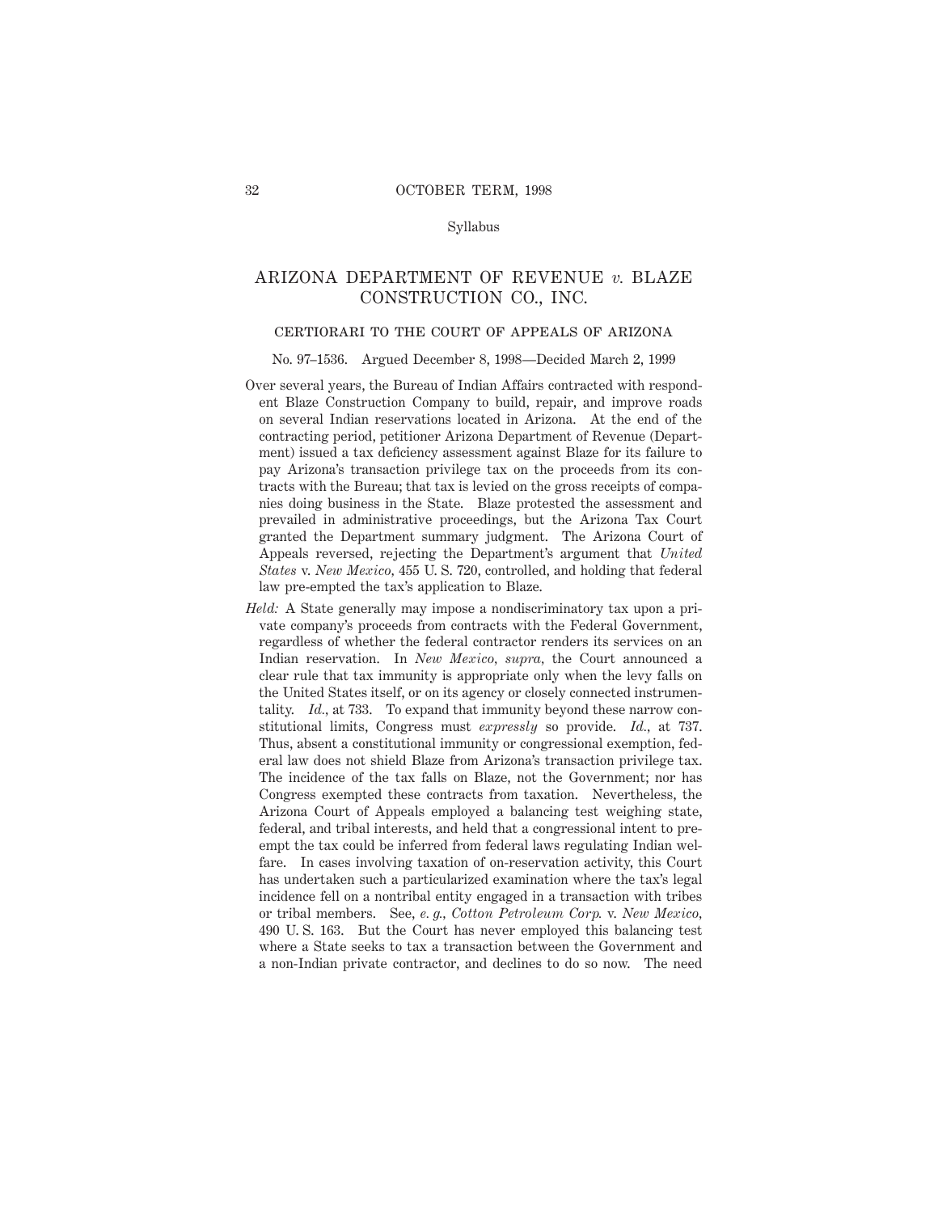Syllabus

# ARIZONA DEPARTMENT OF REVENUE *v.* BLAZE CONSTRUCTION CO., INC.

## CERTIORARI TO THE COURT OF APPEALS OF ARIZONA

No. 97–1536. Argued December 8, 1998—Decided March 2, 1999

Over several years, the Bureau of Indian Affairs contracted with respondent Blaze Construction Company to build, repair, and improve roads on several Indian reservations located in Arizona. At the end of the contracting period, petitioner Arizona Department of Revenue (Department) issued a tax deficiency assessment against Blaze for its failure to pay Arizona's transaction privilege tax on the proceeds from its contracts with the Bureau; that tax is levied on the gross receipts of companies doing business in the State. Blaze protested the assessment and prevailed in administrative proceedings, but the Arizona Tax Court granted the Department summary judgment. The Arizona Court of Appeals reversed, rejecting the Department's argument that *United States* v. *New Mexico,* 455 U. S. 720, controlled, and holding that federal law pre-empted the tax's application to Blaze.

*Held:* A State generally may impose a nondiscriminatory tax upon a private company's proceeds from contracts with the Federal Government, regardless of whether the federal contractor renders its services on an Indian reservation. In *New Mexico, supra,* the Court announced a clear rule that tax immunity is appropriate only when the levy falls on the United States itself, or on its agency or closely connected instrumentality. *Id.,* at 733. To expand that immunity beyond these narrow constitutional limits, Congress must *expressly* so provide. *Id.,* at 737. Thus, absent a constitutional immunity or congressional exemption, federal law does not shield Blaze from Arizona's transaction privilege tax. The incidence of the tax falls on Blaze, not the Government; nor has Congress exempted these contracts from taxation. Nevertheless, the Arizona Court of Appeals employed a balancing test weighing state, federal, and tribal interests, and held that a congressional intent to preempt the tax could be inferred from federal laws regulating Indian welfare. In cases involving taxation of on-reservation activity, this Court has undertaken such a particularized examination where the tax's legal incidence fell on a nontribal entity engaged in a transaction with tribes or tribal members. See, *e. g., Cotton Petroleum Corp.* v. *New Mexico,* 490 U. S. 163. But the Court has never employed this balancing test where a State seeks to tax a transaction between the Government and a non-Indian private contractor, and declines to do so now. The need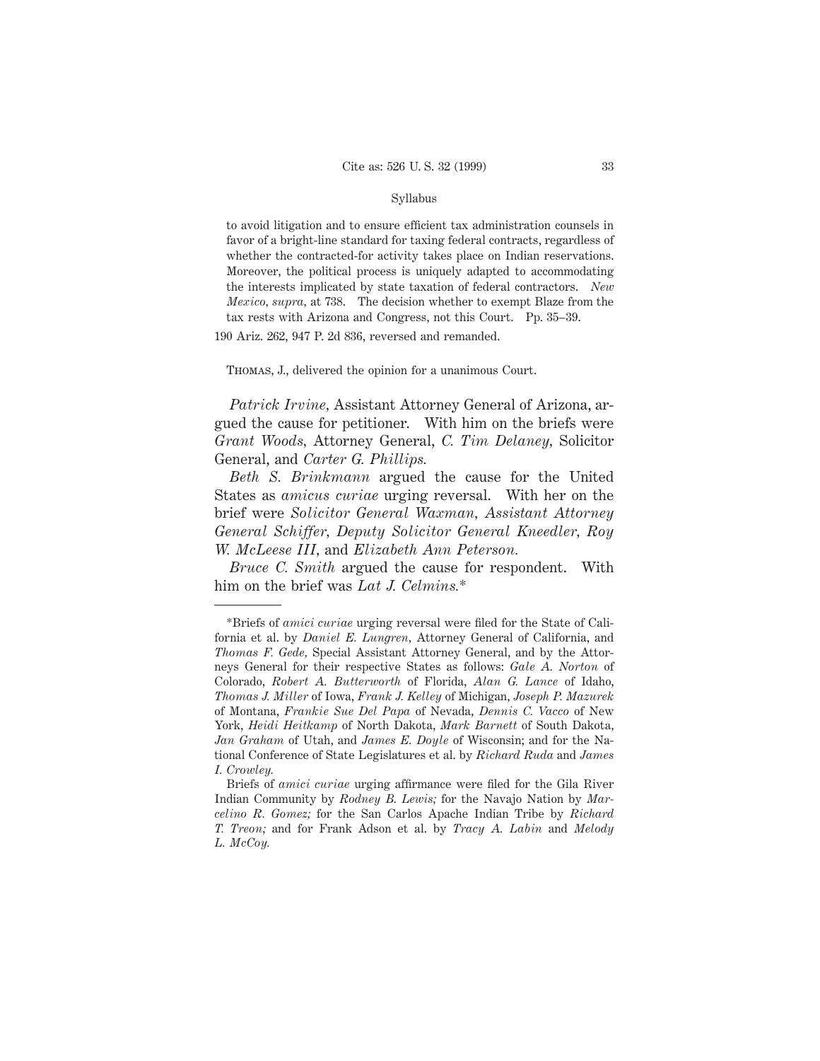to avoid litigation and to ensure efficient tax administration counsels in favor of a bright-line standard for taxing federal contracts, regardless of whether the contracted-for activity takes place on Indian reservations. Moreover, the political process is uniquely adapted to accommodating the interests implicated by state taxation of federal contractors. *New Mexico*, *supra*, at 738. The decision whether to exempt Blaze from the tax rests with Arizona and Congress, not this Court. Pp. 35–39.

190 Ariz. 262, 947 P. 2d 836, reversed and remanded.

Thomas, J., delivered the opinion for a unanimous Court.

*Patrick Irvine*, Assistant Attorney General of Arizona, argued the cause for petitioner. With him on the briefs were *Grant Woods*, Attorney General, *C. Tim Delaney*, Solicitor General, and *Carter G. Phillips*.

*Beth S. Brinkmann* argued the cause for the United States as *amicus curiae* urging reversal. With her on the brief were *Solicitor General Waxman*, *Assistant Attorney General Schiffer*, *Deputy Solicitor General Kneedler*, *Roy W. McLeese III*, and *Elizabeth Ann Peterson*.

*Bruce C. Smith* argued the cause for respondent. With him on the brief was *Lat J. Celmins*.*

---

*Briefs of *amici curiae* urging reversal were filed for the State of California et al. by *Daniel E. Lungren*, Attorney General of California, and *Thomas F. Gede*, Special Assistant Attorney General, and by the Attorneys General for their respective States as follows: *Gale A. Norton* of Colorado, *Robert A. Butterworth* of Florida, *Alan G. Lance* of Idaho, *Thomas J. Miller* of Iowa, *Frank J. Kelley* of Michigan, *Joseph P. Mazurek* of Montana, *Frankie Sue Del Papa* of Nevada, *Dennis C. Vacco* of New York, *Heidi Heitkamp* of North Dakota, *Mark Barnett* of South Dakota, *Jan Graham* of Utah, and *James E. Doyle* of Wisconsin; and for the National Conference of State Legislatures et al. by *Richard Ruda* and *James I. Crowley*.

Briefs of *amici curiae* urging affirmance were filed for the Gila River Indian Community by *Rodney B. Lewis;* for the Navajo Nation by *Marcelino R. Gomez;* for the San Carlos Apache Indian Tribe by *Richard T. Treon;* and for Frank Adson et al. by *Tracy A. Labin* and *Melody L. McCoy.*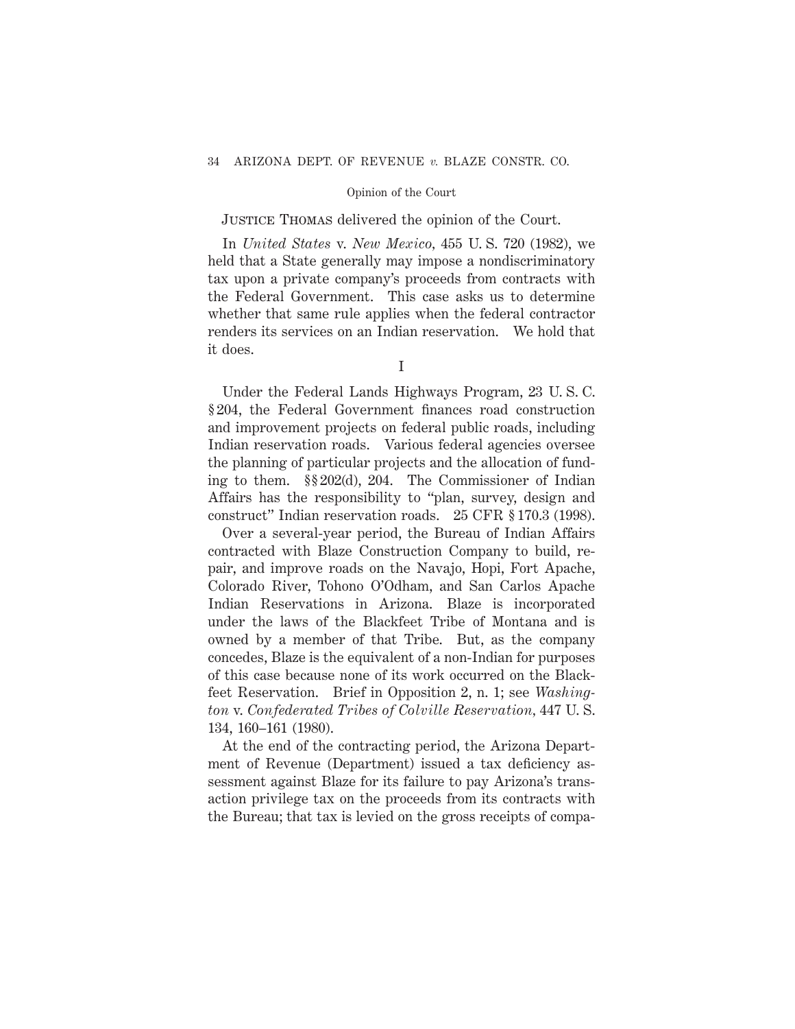JUSTICE THOMAS delivered the opinion of the Court.

In *United States* v. *New Mexico*, 455 U. S. 720 (1982), we held that a State generally may impose a nondiscriminatory tax upon a private company's proceeds from contracts with the Federal Government. This case asks us to determine whether that same rule applies when the federal contractor renders its services on an Indian reservation. We hold that it does.

I

Under the Federal Lands Highways Program, 23 U. S. C. § 204, the Federal Government finances road construction and improvement projects on federal public roads, including Indian reservation roads. Various federal agencies oversee the planning of particular projects and the allocation of funding to them. §§ 202(d), 204. The Commissioner of Indian Affairs has the responsibility to "plan, survey, design and construct" Indian reservation roads. 25 CFR § 170.3 (1998).

Over a several-year period, the Bureau of Indian Affairs contracted with Blaze Construction Company to build, repair, and improve roads on the Navajo, Hopi, Fort Apache, Colorado River, Tohono O'Odham, and San Carlos Apache Indian Reservations in Arizona. Blaze is incorporated under the laws of the Blackfeet Tribe of Montana and is owned by a member of that Tribe. But, as the company concedes, Blaze is the equivalent of a non-Indian for purposes of this case because none of its work occurred on the Blackfeet Reservation. Brief in Opposition 2, n. 1; see *Washington* v. *Confederated Tribes of Colville Reservation*, 447 U. S. 134, 160–161 (1980).

At the end of the contracting period, the Arizona Department of Revenue (Department) issued a tax deficiency assessment against Blaze for its failure to pay Arizona's transaction privilege tax on the proceeds from its contracts with the Bureau; that tax is levied on the gross receipts of compa-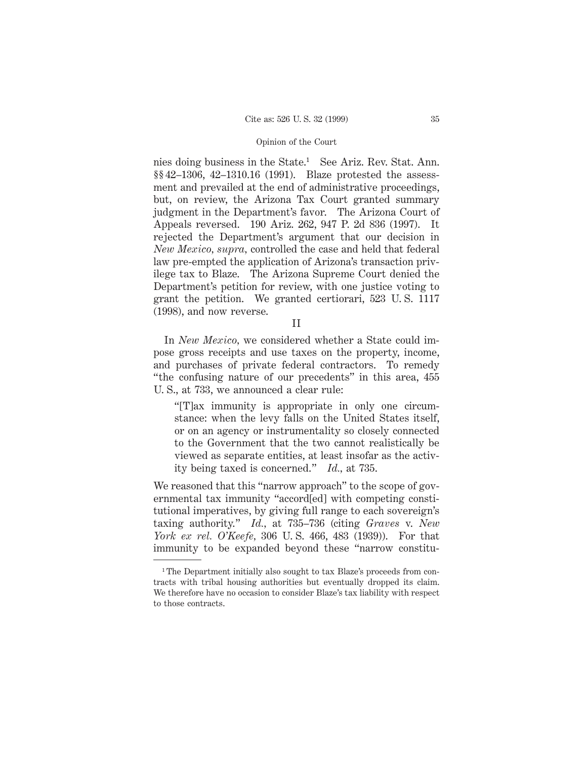nies doing business in the State.[1] See Ariz. Rev. Stat. Ann. §§ 42–1306, 42–1310.16 (1991). Blaze protested the assessment and prevailed at the end of administrative proceedings, but, on review, the Arizona Tax Court granted summary judgment in the Department's favor. The Arizona Court of Appeals reversed. 190 Ariz. 262, 947 P. 2d 836 (1997). It rejected the Department's argument that our decision in *New Mexico*, *supra*, controlled the case and held that federal law pre-empted the application of Arizona's transaction privilege tax to Blaze. The Arizona Supreme Court denied the Department's petition for review, with one justice voting to grant the petition. We granted certiorari, 523 U. S. 1117 (1998), and now reverse.

## II

In *New Mexico*, we considered whether a State could impose gross receipts and use taxes on the property, income, and purchases of private federal contractors. To remedy "the confusing nature of our precedents" in this area, 455 U. S., at 733, we announced a clear rule:

> "[T]ax immunity is appropriate in only one circumstance: when the levy falls on the United States itself, or on an agency or instrumentality so closely connected to the Government that the two cannot realistically be viewed as separate entities, at least insofar as the activity being taxed is concerned." *Id.*, at 735.

We reasoned that this "narrow approach" to the scope of governmental tax immunity "accord[ed] with competing constitutional imperatives, by giving full range to each sovereign's taxing authority." *Id.*, at 735–736 (citing *Graves* v. *New York ex rel. O'Keefe*, 306 U. S. 466, 483 (1939)). For that immunity to be expanded beyond these "narrow constitu-

---

[1] The Department initially also sought to tax Blaze's proceeds from contracts with tribal housing authorities but eventually dropped its claim. We therefore have no occasion to consider Blaze's tax liability with respect to those contracts.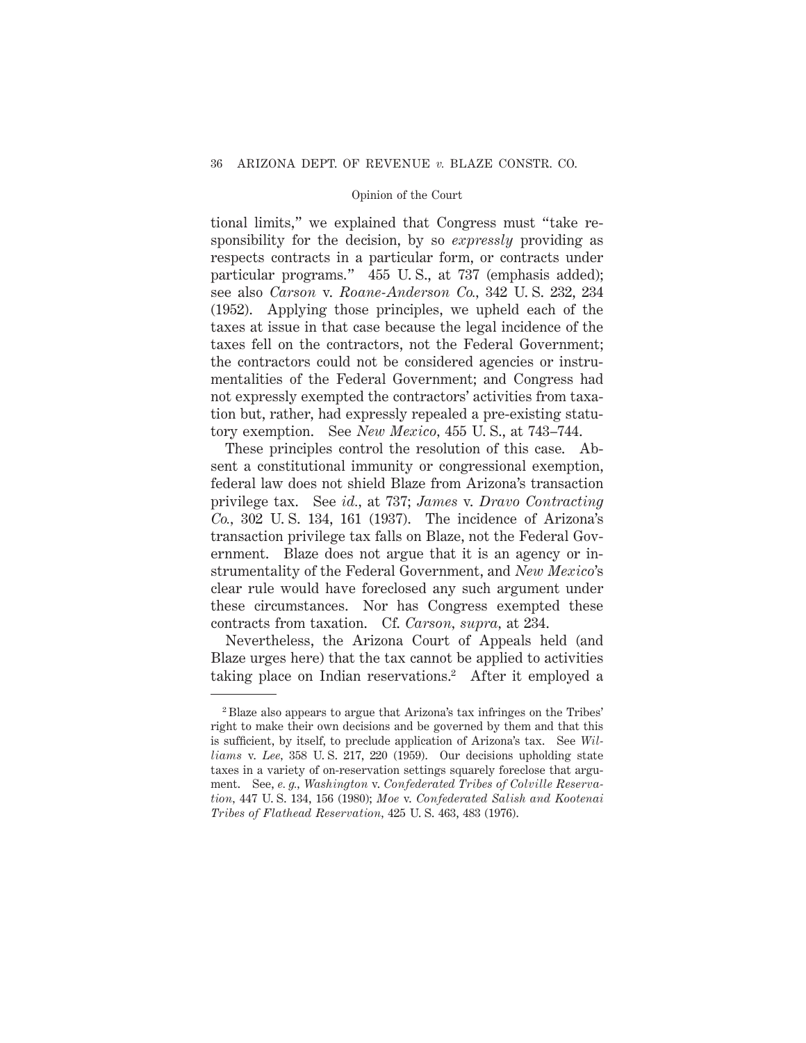tional limits," we explained that Congress must "take responsibility for the decision, by so *expressly* providing as respects contracts in a particular form, or contracts under particular programs." 455 U. S., at 737 (emphasis added); see also *Carson* v. *Roane-Anderson Co.,* 342 U. S. 232, 234 (1952). Applying those principles, we upheld each of the taxes at issue in that case because the legal incidence of the taxes fell on the contractors, not the Federal Government; the contractors could not be considered agencies or instrumentalities of the Federal Government; and Congress had not expressly exempted the contractors' activities from taxation but, rather, had expressly repealed a pre-existing statutory exemption. See *New Mexico*, 455 U. S., at 743–744.

These principles control the resolution of this case. Absent a constitutional immunity or congressional exemption, federal law does not shield Blaze from Arizona's transaction privilege tax. See *id.,* at 737; *James* v. *Dravo Contracting Co.,* 302 U. S. 134, 161 (1937). The incidence of Arizona's transaction privilege tax falls on Blaze, not the Federal Government. Blaze does not argue that it is an agency or instrumentality of the Federal Government, and *New Mexico*'s clear rule would have foreclosed any such argument under these circumstances. Nor has Congress exempted these contracts from taxation. Cf. *Carson, supra,* at 234.

Nevertheless, the Arizona Court of Appeals held (and Blaze urges here) that the tax cannot be applied to activities taking place on Indian reservations.[2] After it employed a

---

[2] Blaze also appears to argue that Arizona's tax infringes on the Tribes' right to make their own decisions and be governed by them and that this is sufficient, by itself, to preclude application of Arizona's tax. See *Williams* v. *Lee*, 358 U. S. 217, 220 (1959). Our decisions upholding state taxes in a variety of on-reservation settings squarely foreclose that argument. See, *e. g., Washington* v. *Confederated Tribes of Colville Reservation*, 447 U. S. 134, 156 (1980); *Moe* v. *Confederated Salish and Kootenai Tribes of Flathead Reservation*, 425 U. S. 463, 483 (1976).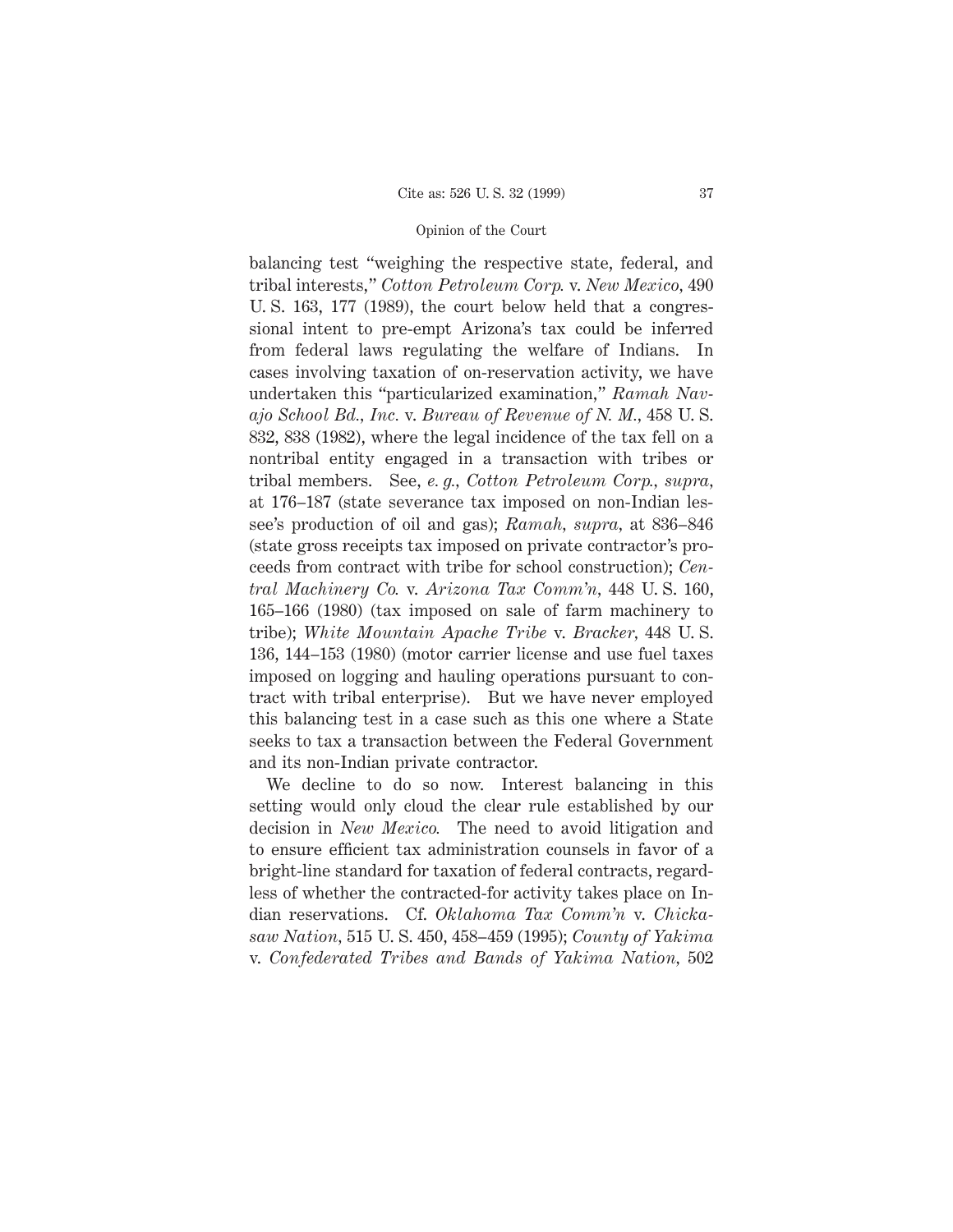balancing test "weighing the respective state, federal, and tribal interests," *Cotton Petroleum Corp.* v. *New Mexico,* 490 U. S. 163, 177 (1989), the court below held that a congressional intent to pre-empt Arizona's tax could be inferred from federal laws regulating the welfare of Indians. In cases involving taxation of on-reservation activity, we have undertaken this "particularized examination," *Ramah Navajo School Bd., Inc.* v. *Bureau of Revenue of N. M.,* 458 U. S. 832, 838 (1982), where the legal incidence of the tax fell on a nontribal entity engaged in a transaction with tribes or tribal members. See, *e. g., Cotton Petroleum Corp., supra,* at 176–187 (state severance tax imposed on non-Indian lessee's production of oil and gas); *Ramah, supra,* at 836–846 (state gross receipts tax imposed on private contractor's proceeds from contract with tribe for school construction); *Central Machinery Co.* v. *Arizona Tax Comm'n,* 448 U. S. 160, 165–166 (1980) (tax imposed on sale of farm machinery to tribe); *White Mountain Apache Tribe* v. *Bracker,* 448 U. S. 136, 144–153 (1980) (motor carrier license and use fuel taxes imposed on logging and hauling operations pursuant to contract with tribal enterprise). But we have never employed this balancing test in a case such as this one where a State seeks to tax a transaction between the Federal Government and its non-Indian private contractor.

We decline to do so now. Interest balancing in this setting would only cloud the clear rule established by our decision in *New Mexico.* The need to avoid litigation and to ensure efficient tax administration counsels in favor of a bright-line standard for taxation of federal contracts, regardless of whether the contracted-for activity takes place on Indian reservations. Cf. *Oklahoma Tax Comm'n* v. *Chickasaw Nation,* 515 U. S. 450, 458–459 (1995); *County of Yakima* v. *Confederated Tribes and Bands of Yakima Nation,* 502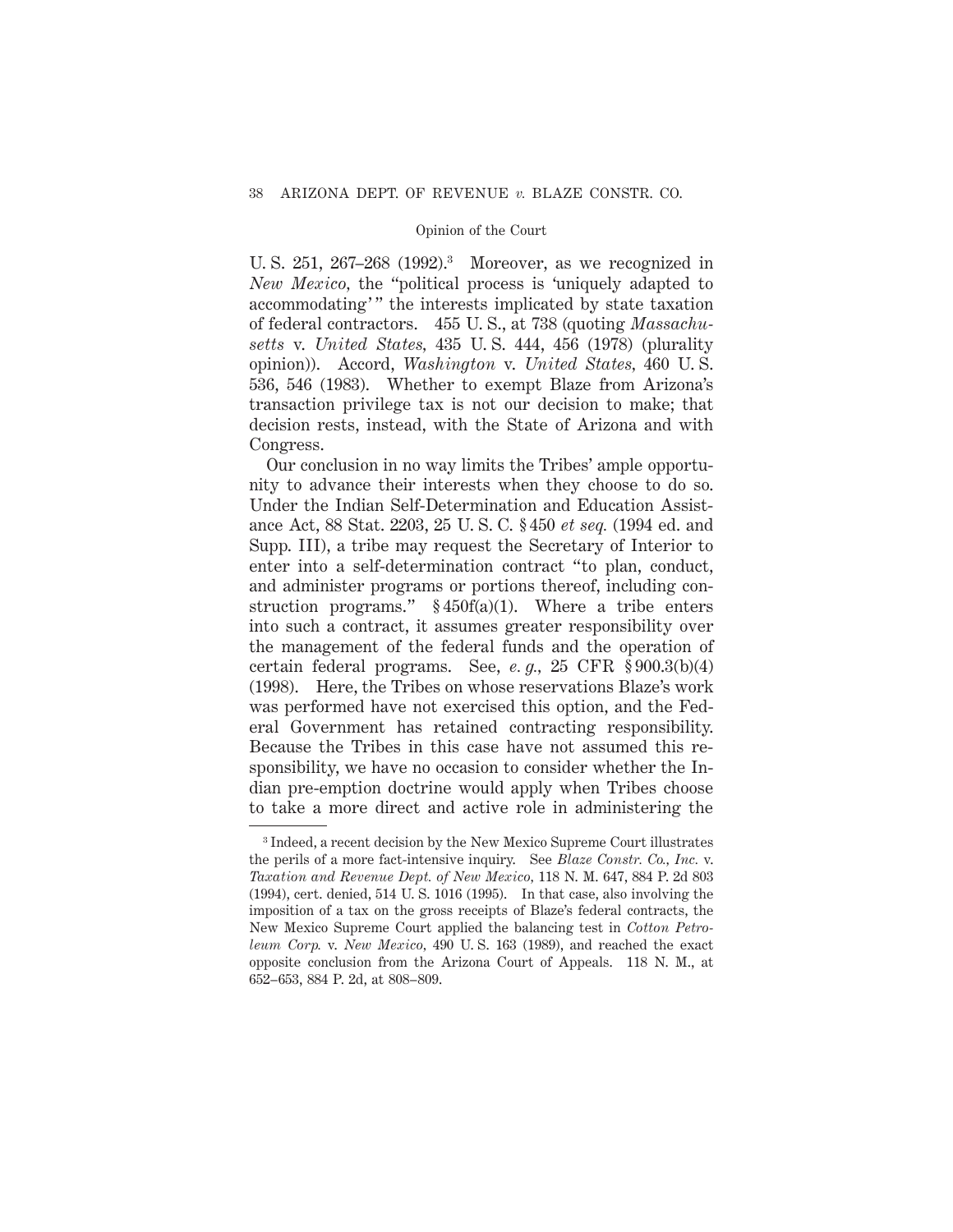U. S. 251, 267–268 (1992).[3] Moreover, as we recognized in *New Mexico*, the "political process is 'uniquely adapted to accommodating'" the interests implicated by state taxation of federal contractors. 455 U. S., at 738 (quoting *Massachusetts* v. *United States*, 435 U. S. 444, 456 (1978) (plurality opinion)). Accord, *Washington* v. *United States*, 460 U. S. 536, 546 (1983). Whether to exempt Blaze from Arizona's transaction privilege tax is not our decision to make; that decision rests, instead, with the State of Arizona and with Congress.

Our conclusion in no way limits the Tribes' ample opportunity to advance their interests when they choose to do so. Under the Indian Self-Determination and Education Assistance Act, 88 Stat. 2203, 25 U. S. C. § 450 *et seq.* (1994 ed. and Supp. III), a tribe may request the Secretary of Interior to enter into a self-determination contract "to plan, conduct, and administer programs or portions thereof, including construction programs." § 450f(a)(1). Where a tribe enters into such a contract, it assumes greater responsibility over the management of the federal funds and the operation of certain federal programs. See, *e. g.*, 25 CFR § 900.3(b)(4) (1998). Here, the Tribes on whose reservations Blaze's work was performed have not exercised this option, and the Federal Government has retained contracting responsibility. Because the Tribes in this case have not assumed this responsibility, we have no occasion to consider whether the Indian pre-emption doctrine would apply when Tribes choose to take a more direct and active role in administering the

---

[3] Indeed, a recent decision by the New Mexico Supreme Court illustrates the perils of a more fact-intensive inquiry. See *Blaze Constr. Co., Inc.* v. *Taxation and Revenue Dept. of New Mexico*, 118 N. M. 647, 884 P. 2d 803 (1994), cert. denied, 514 U. S. 1016 (1995). In that case, also involving the imposition of a tax on the gross receipts of Blaze's federal contracts, the New Mexico Supreme Court applied the balancing test in *Cotton Petroleum Corp.* v. *New Mexico*, 490 U. S. 163 (1989), and reached the exact opposite conclusion from the Arizona Court of Appeals. 118 N. M., at 652–653, 884 P. 2d, at 808–809.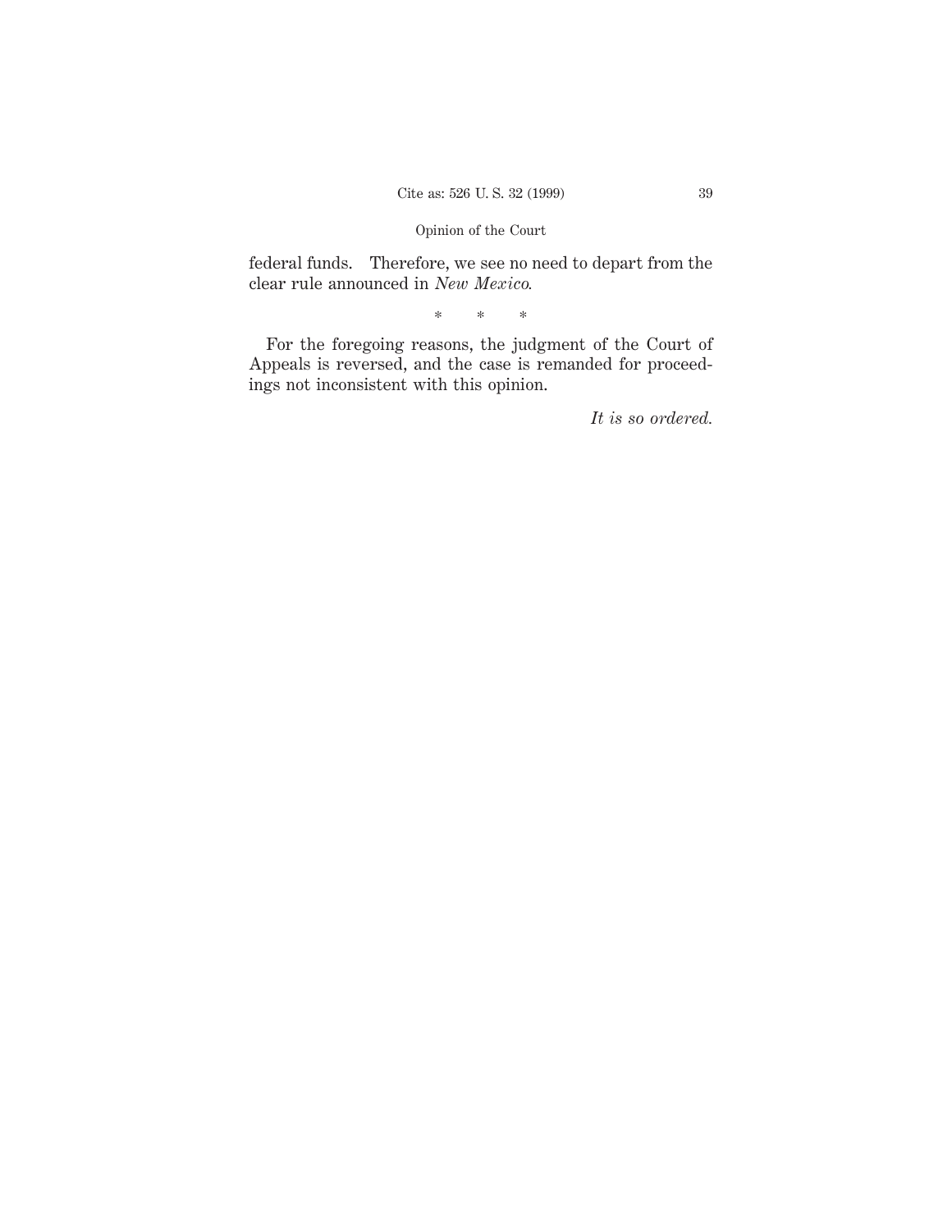federal funds. Therefore, we see no need to depart from the clear rule announced in *New Mexico*.

\* \* \*

For the foregoing reasons, the judgment of the Court of Appeals is reversed, and the case is remanded for proceedings not inconsistent with this opinion.

*It is so ordered.*